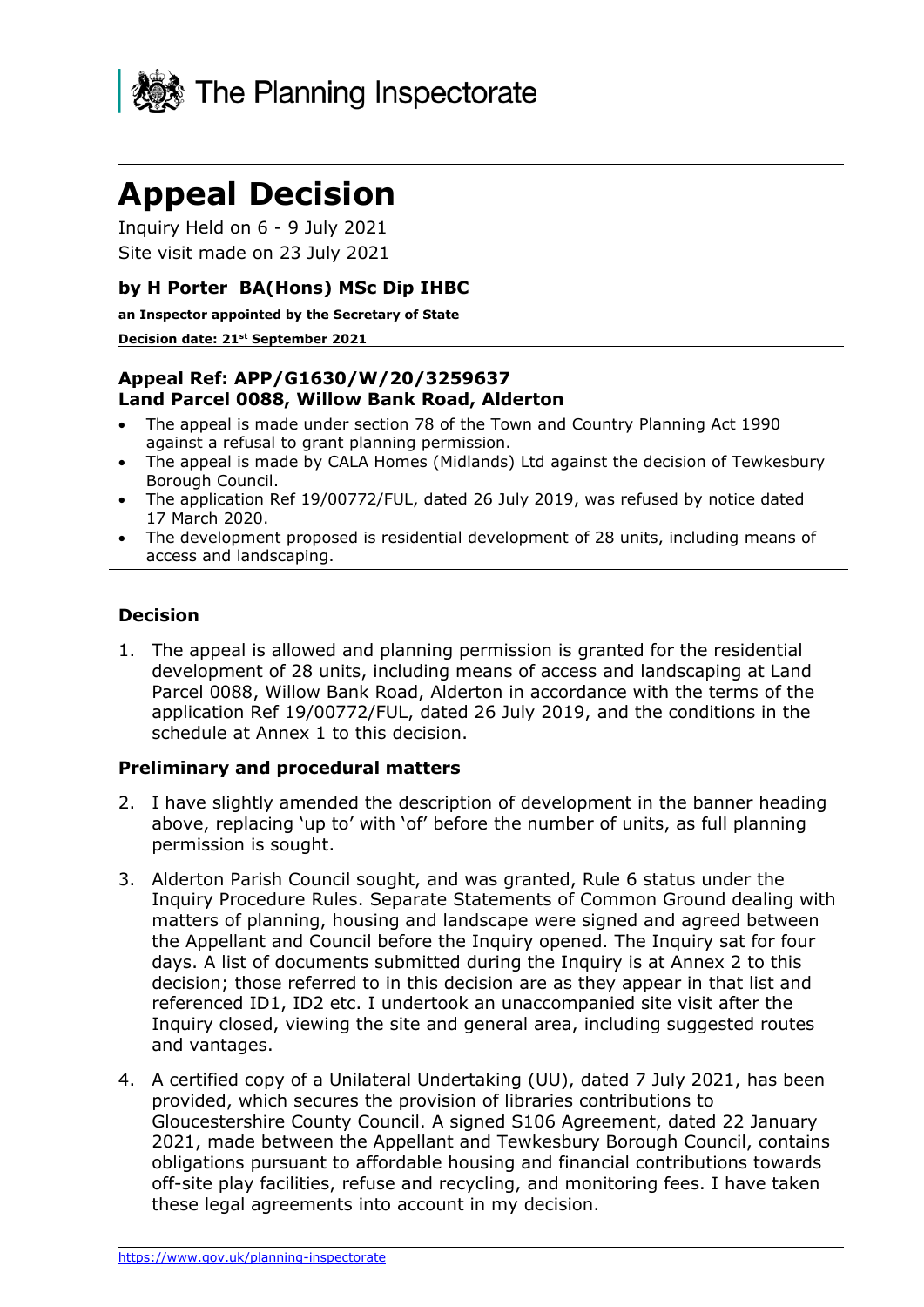The Planning Inspectorate

# Appeal Decision

Inquiry Held on 6 - 9 July 2021

Site visit made on 23 July 2021

### by H Porter BA(Hons) MSc Dip IHBC

**an Inspector appointed by the Secretary of State**

**Decision date: 21st September 2021**

### Appeal Ref: APP/G1630/W/20/3259637
### Land Parcel 0088, Willow Bank Road, Alderton

- The appeal is made under section 78 of the Town and Country Planning Act 1990 against a refusal to grant planning permission.
- The appeal is made by CALA Homes (Midlands) Ltd against the decision of Tewkesbury Borough Council.
- The application Ref 19/00772/FUL, dated 26 July 2019, was refused by notice dated 17 March 2020.
- The development proposed is residential development of 28 units, including means of access and landscaping.

## Decision

1. The appeal is allowed and planning permission is granted for the residential development of 28 units, including means of access and landscaping at Land Parcel 0088, Willow Bank Road, Alderton in accordance with the terms of the application Ref 19/00772/FUL, dated 26 July 2019, and the conditions in the schedule at Annex 1 to this decision.

## Preliminary and procedural matters

2. I have slightly amended the description of development in the banner heading above, replacing 'up to' with 'of' before the number of units, as full planning permission is sought.
3. Alderton Parish Council sought, and was granted, Rule 6 status under the Inquiry Procedure Rules. Separate Statements of Common Ground dealing with matters of planning, housing and landscape were signed and agreed between the Appellant and Council before the Inquiry opened. The Inquiry sat for four days. A list of documents submitted during the Inquiry is at Annex 2 to this decision; those referred to in this decision are as they appear in that list and referenced ID1, ID2 etc. I undertook an unaccompanied site visit after the Inquiry closed, viewing the site and general area, including suggested routes and vantages.
4. A certified copy of a Unilateral Undertaking (UU), dated 7 July 2021, has been provided, which secures the provision of libraries contributions to Gloucestershire County Council. A signed S106 Agreement, dated 22 January 2021, made between the Appellant and Tewkesbury Borough Council, contains obligations pursuant to affordable housing and financial contributions towards off-site play facilities, refuse and recycling, and monitoring fees. I have taken these legal agreements into account in my decision.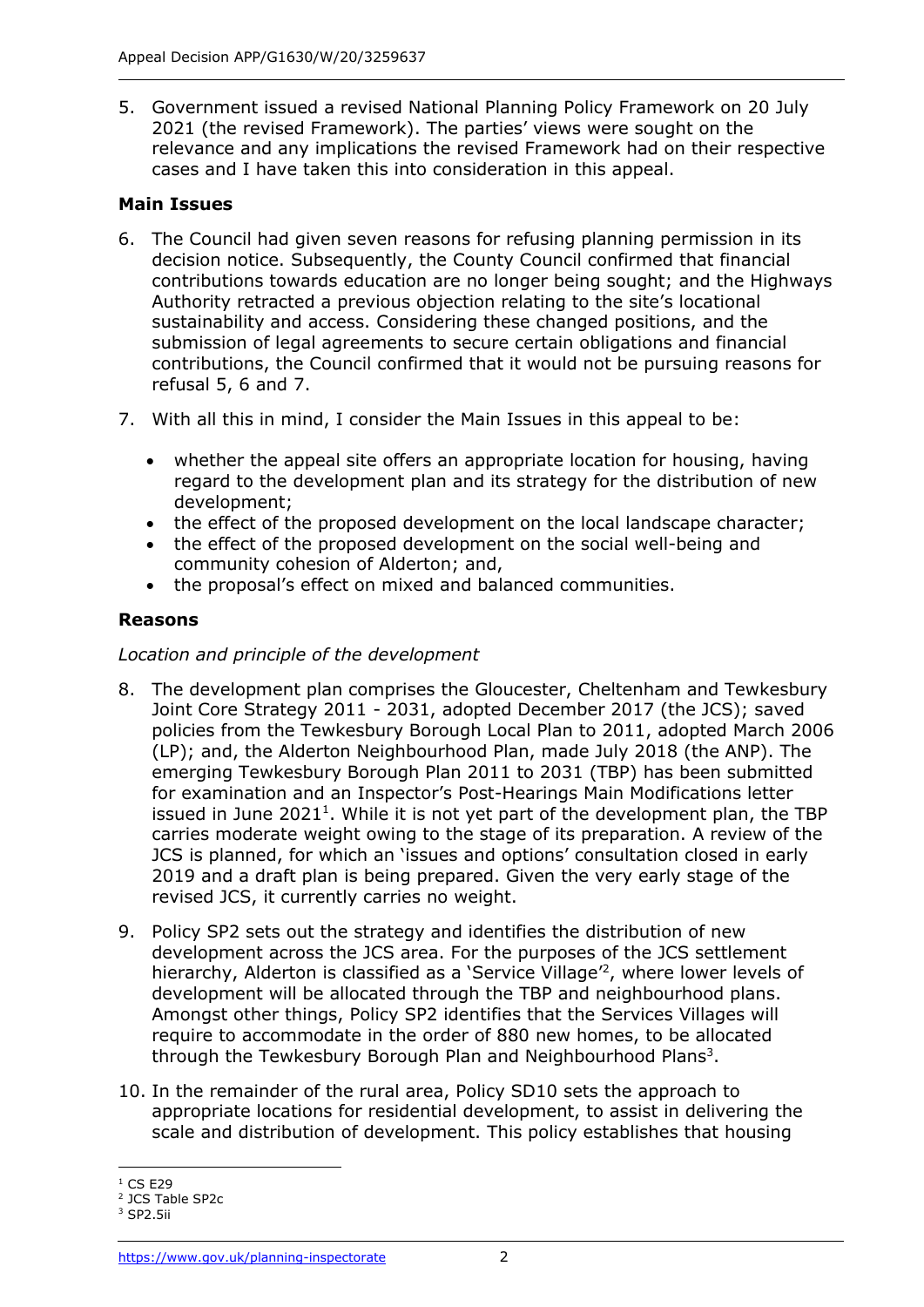5. Government issued a revised National Planning Policy Framework on 20 July 2021 (the revised Framework). The parties' views were sought on the relevance and any implications the revised Framework had on their respective cases and I have taken this into consideration in this appeal.

**Main Issues**

6. The Council had given seven reasons for refusing planning permission in its decision notice. Subsequently, the County Council confirmed that financial contributions towards education are no longer being sought; and the Highways Authority retracted a previous objection relating to the site's locational sustainability and access. Considering these changed positions, and the submission of legal agreements to secure certain obligations and financial contributions, the Council confirmed that it would not be pursuing reasons for refusal 5, 6 and 7.

7. With all this in mind, I consider the Main Issues in this appeal to be:

   - whether the appeal site offers an appropriate location for housing, having regard to the development plan and its strategy for the distribution of new development;
   - the effect of the proposed development on the local landscape character;
   - the effect of the proposed development on the social well-being and community cohesion of Alderton; and,
   - the proposal's effect on mixed and balanced communities.

**Reasons**

*Location and principle of the development*

8. The development plan comprises the Gloucester, Cheltenham and Tewkesbury Joint Core Strategy 2011 - 2031, adopted December 2017 (the JCS); saved policies from the Tewkesbury Borough Local Plan to 2011, adopted March 2006 (LP); and, the Alderton Neighbourhood Plan, made July 2018 (the ANP). The emerging Tewkesbury Borough Plan 2011 to 2031 (TBP) has been submitted for examination and an Inspector's Post-Hearings Main Modifications letter issued in June 2021[1]. While it is not yet part of the development plan, the TBP carries moderate weight owing to the stage of its preparation. A review of the JCS is planned, for which an 'issues and options' consultation closed in early 2019 and a draft plan is being prepared. Given the very early stage of the revised JCS, it currently carries no weight.

9. Policy SP2 sets out the strategy and identifies the distribution of new development across the JCS area. For the purposes of the JCS settlement hierarchy, Alderton is classified as a 'Service Village'[2], where lower levels of development will be allocated through the TBP and neighbourhood plans. Amongst other things, Policy SP2 identifies that the Services Villages will require to accommodate in the order of 880 new homes, to be allocated through the Tewkesbury Borough Plan and Neighbourhood Plans[3].

10. In the remainder of the rural area, Policy SD10 sets the approach to appropriate locations for residential development, to assist in delivering the scale and distribution of development. This policy establishes that housing

---

[1] CS E29
[2] JCS Table SP2c
[3] SP2.5ii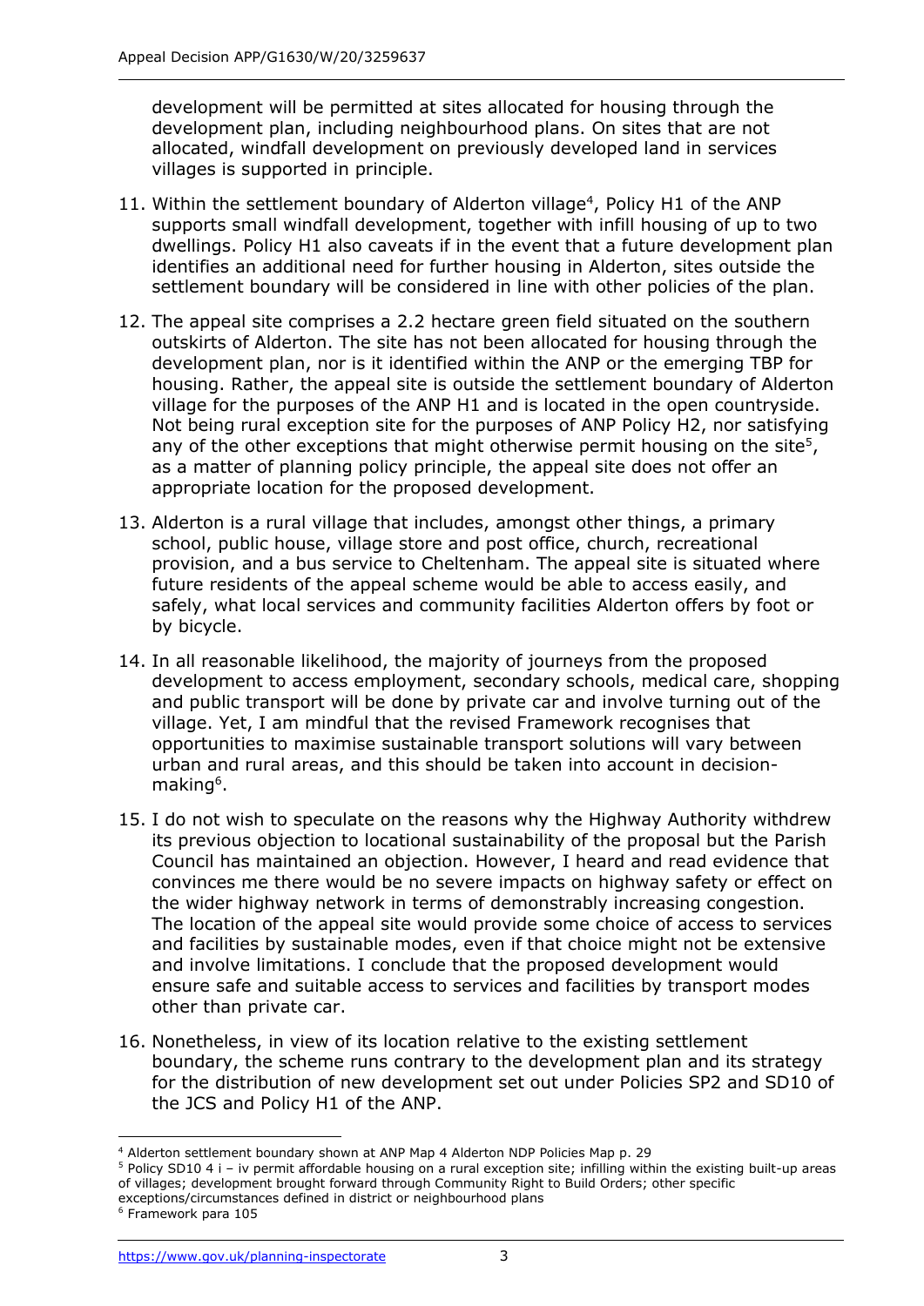development will be permitted at sites allocated for housing through the development plan, including neighbourhood plans. On sites that are not allocated, windfall development on previously developed land in services villages is supported in principle.

11. Within the settlement boundary of Alderton village[4], Policy H1 of the ANP supports small windfall development, together with infill housing of up to two dwellings. Policy H1 also caveats if in the event that a future development plan identifies an additional need for further housing in Alderton, sites outside the settlement boundary will be considered in line with other policies of the plan.

12. The appeal site comprises a 2.2 hectare green field situated on the southern outskirts of Alderton. The site has not been allocated for housing through the development plan, nor is it identified within the ANP or the emerging TBP for housing. Rather, the appeal site is outside the settlement boundary of Alderton village for the purposes of the ANP H1 and is located in the open countryside. Not being rural exception site for the purposes of ANP Policy H2, nor satisfying any of the other exceptions that might otherwise permit housing on the site[5], as a matter of planning policy principle, the appeal site does not offer an appropriate location for the proposed development.

13. Alderton is a rural village that includes, amongst other things, a primary school, public house, village store and post office, church, recreational provision, and a bus service to Cheltenham. The appeal site is situated where future residents of the appeal scheme would be able to access easily, and safely, what local services and community facilities Alderton offers by foot or by bicycle.

14. In all reasonable likelihood, the majority of journeys from the proposed development to access employment, secondary schools, medical care, shopping and public transport will be done by private car and involve turning out of the village. Yet, I am mindful that the revised Framework recognises that opportunities to maximise sustainable transport solutions will vary between urban and rural areas, and this should be taken into account in decision-making[6].

15. I do not wish to speculate on the reasons why the Highway Authority withdrew its previous objection to locational sustainability of the proposal but the Parish Council has maintained an objection. However, I heard and read evidence that convinces me there would be no severe impacts on highway safety or effect on the wider highway network in terms of demonstrably increasing congestion. The location of the appeal site would provide some choice of access to services and facilities by sustainable modes, even if that choice might not be extensive and involve limitations. I conclude that the proposed development would ensure safe and suitable access to services and facilities by transport modes other than private car.

16. Nonetheless, in view of its location relative to the existing settlement boundary, the scheme runs contrary to the development plan and its strategy for the distribution of new development set out under Policies SP2 and SD10 of the JCS and Policy H1 of the ANP.

---

[4] Alderton settlement boundary shown at ANP Map 4 Alderton NDP Policies Map p. 29

[5] Policy SD10 4 i – iv permit affordable housing on a rural exception site; infilling within the existing built-up areas of villages; development brought forward through Community Right to Build Orders; other specific exceptions/circumstances defined in district or neighbourhood plans

[6] Framework para 105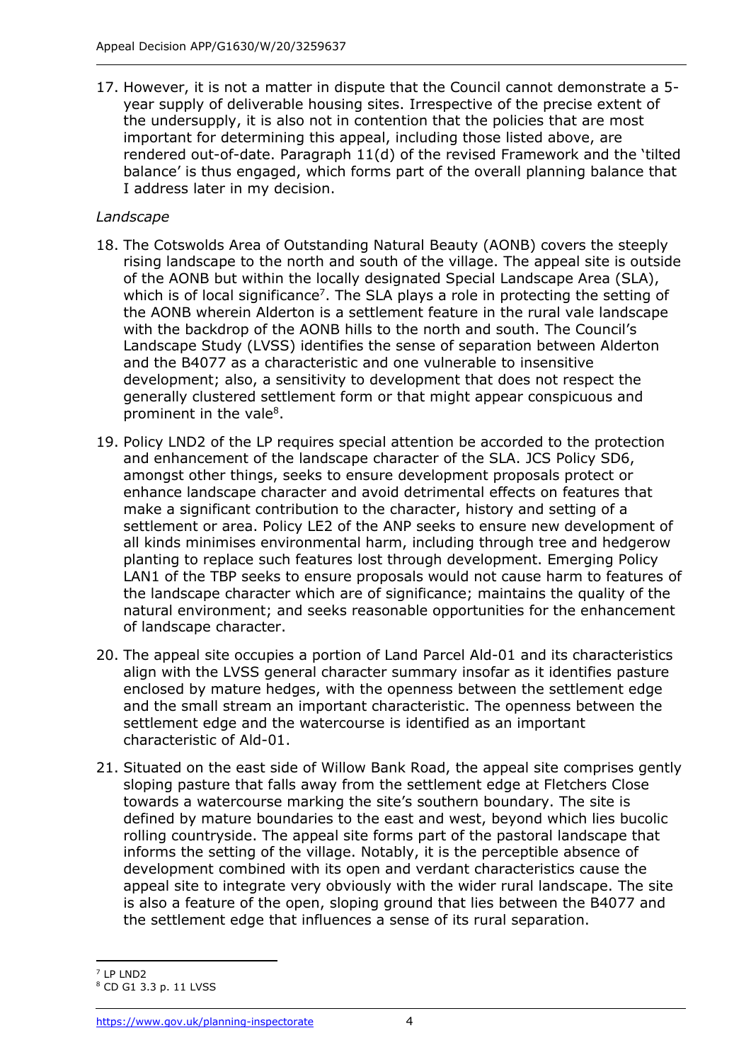17. However, it is not a matter in dispute that the Council cannot demonstrate a 5-year supply of deliverable housing sites. Irrespective of the precise extent of the undersupply, it is also not in contention that the policies that are most important for determining this appeal, including those listed above, are rendered out-of-date. Paragraph 11(d) of the revised Framework and the 'tilted balance' is thus engaged, which forms part of the overall planning balance that I address later in my decision.

*Landscape*

18. The Cotswolds Area of Outstanding Natural Beauty (AONB) covers the steeply rising landscape to the north and south of the village. The appeal site is outside of the AONB but within the locally designated Special Landscape Area (SLA), which is of local significance[7]. The SLA plays a role in protecting the setting of the AONB wherein Alderton is a settlement feature in the rural vale landscape with the backdrop of the AONB hills to the north and south. The Council's Landscape Study (LVSS) identifies the sense of separation between Alderton and the B4077 as a characteristic and one vulnerable to insensitive development; also, a sensitivity to development that does not respect the generally clustered settlement form or that might appear conspicuous and prominent in the vale[8].

19. Policy LND2 of the LP requires special attention be accorded to the protection and enhancement of the landscape character of the SLA. JCS Policy SD6, amongst other things, seeks to ensure development proposals protect or enhance landscape character and avoid detrimental effects on features that make a significant contribution to the character, history and setting of a settlement or area. Policy LE2 of the ANP seeks to ensure new development of all kinds minimises environmental harm, including through tree and hedgerow planting to replace such features lost through development. Emerging Policy LAN1 of the TBP seeks to ensure proposals would not cause harm to features of the landscape character which are of significance; maintains the quality of the natural environment; and seeks reasonable opportunities for the enhancement of landscape character.

20. The appeal site occupies a portion of Land Parcel Ald-01 and its characteristics align with the LVSS general character summary insofar as it identifies pasture enclosed by mature hedges, with the openness between the settlement edge and the small stream an important characteristic. The openness between the settlement edge and the watercourse is identified as an important characteristic of Ald-01.

21. Situated on the east side of Willow Bank Road, the appeal site comprises gently sloping pasture that falls away from the settlement edge at Fletchers Close towards a watercourse marking the site's southern boundary. The site is defined by mature boundaries to the east and west, beyond which lies bucolic rolling countryside. The appeal site forms part of the pastoral landscape that informs the setting of the village. Notably, it is the perceptible absence of development combined with its open and verdant characteristics cause the appeal site to integrate very obviously with the wider rural landscape. The site is also a feature of the open, sloping ground that lies between the B4077 and the settlement edge that influences a sense of its rural separation.

---

[7] LP LND2

[8] CD G1 3.3 p. 11 LVSS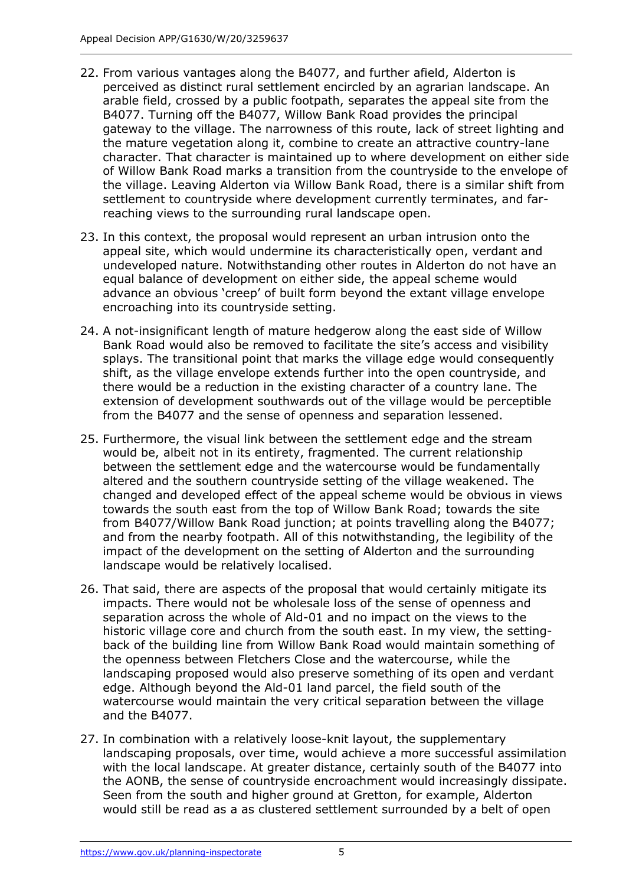22. From various vantages along the B4077, and further afield, Alderton is perceived as distinct rural settlement encircled by an agrarian landscape. An arable field, crossed by a public footpath, separates the appeal site from the B4077. Turning off the B4077, Willow Bank Road provides the principal gateway to the village. The narrowness of this route, lack of street lighting and the mature vegetation along it, combine to create an attractive country-lane character. That character is maintained up to where development on either side of Willow Bank Road marks a transition from the countryside to the envelope of the village. Leaving Alderton via Willow Bank Road, there is a similar shift from settlement to countryside where development currently terminates, and far-reaching views to the surrounding rural landscape open.

23. In this context, the proposal would represent an urban intrusion onto the appeal site, which would undermine its characteristically open, verdant and undeveloped nature. Notwithstanding other routes in Alderton do not have an equal balance of development on either side, the appeal scheme would advance an obvious 'creep' of built form beyond the extant village envelope encroaching into its countryside setting.

24. A not-insignificant length of mature hedgerow along the east side of Willow Bank Road would also be removed to facilitate the site's access and visibility splays. The transitional point that marks the village edge would consequently shift, as the village envelope extends further into the open countryside, and there would be a reduction in the existing character of a country lane. The extension of development southwards out of the village would be perceptible from the B4077 and the sense of openness and separation lessened.

25. Furthermore, the visual link between the settlement edge and the stream would be, albeit not in its entirety, fragmented. The current relationship between the settlement edge and the watercourse would be fundamentally altered and the southern countryside setting of the village weakened. The changed and developed effect of the appeal scheme would be obvious in views towards the south east from the top of Willow Bank Road; towards the site from B4077/Willow Bank Road junction; at points travelling along the B4077; and from the nearby footpath. All of this notwithstanding, the legibility of the impact of the development on the setting of Alderton and the surrounding landscape would be relatively localised.

26. That said, there are aspects of the proposal that would certainly mitigate its impacts. There would not be wholesale loss of the sense of openness and separation across the whole of Ald-01 and no impact on the views to the historic village core and church from the south east. In my view, the setting-back of the building line from Willow Bank Road would maintain something of the openness between Fletchers Close and the watercourse, while the landscaping proposed would also preserve something of its open and verdant edge. Although beyond the Ald-01 land parcel, the field south of the watercourse would maintain the very critical separation between the village and the B4077.

27. In combination with a relatively loose-knit layout, the supplementary landscaping proposals, over time, would achieve a more successful assimilation with the local landscape. At greater distance, certainly south of the B4077 into the AONB, the sense of countryside encroachment would increasingly dissipate. Seen from the south and higher ground at Gretton, for example, Alderton would still be read as a as clustered settlement surrounded by a belt of open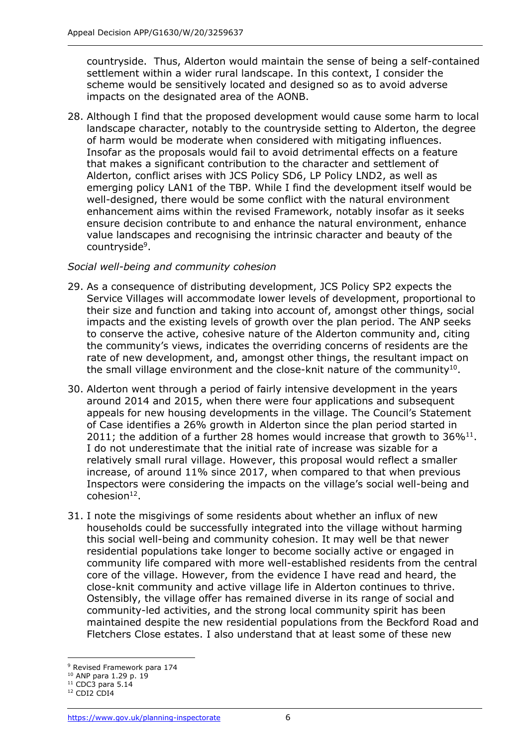countryside. Thus, Alderton would maintain the sense of being a self-contained settlement within a wider rural landscape. In this context, I consider the scheme would be sensitively located and designed so as to avoid adverse impacts on the designated area of the AONB.

28. Although I find that the proposed development would cause some harm to local landscape character, notably to the countryside setting to Alderton, the degree of harm would be moderate when considered with mitigating influences. Insofar as the proposals would fail to avoid detrimental effects on a feature that makes a significant contribution to the character and settlement of Alderton, conflict arises with JCS Policy SD6, LP Policy LND2, as well as emerging policy LAN1 of the TBP. While I find the development itself would be well-designed, there would be some conflict with the natural environment enhancement aims within the revised Framework, notably insofar as it seeks ensure decision contribute to and enhance the natural environment, enhance value landscapes and recognising the intrinsic character and beauty of the countryside[9].

*Social well-being and community cohesion*

29. As a consequence of distributing development, JCS Policy SP2 expects the Service Villages will accommodate lower levels of development, proportional to their size and function and taking into account of, amongst other things, social impacts and the existing levels of growth over the plan period. The ANP seeks to conserve the active, cohesive nature of the Alderton community and, citing the community's views, indicates the overriding concerns of residents are the rate of new development, and, amongst other things, the resultant impact on the small village environment and the close-knit nature of the community[10].

30. Alderton went through a period of fairly intensive development in the years around 2014 and 2015, when there were four applications and subsequent appeals for new housing developments in the village. The Council's Statement of Case identifies a 26% growth in Alderton since the plan period started in 2011; the addition of a further 28 homes would increase that growth to 36%[11]. I do not underestimate that the initial rate of increase was sizable for a relatively small rural village. However, this proposal would reflect a smaller increase, of around 11% since 2017, when compared to that when previous Inspectors were considering the impacts on the village's social well-being and cohesion[12].

31. I note the misgivings of some residents about whether an influx of new households could be successfully integrated into the village without harming this social well-being and community cohesion. It may well be that newer residential populations take longer to become socially active or engaged in community life compared with more well-established residents from the central core of the village. However, from the evidence I have read and heard, the close-knit community and active village life in Alderton continues to thrive. Ostensibly, the village offer has remained diverse in its range of social and community-led activities, and the strong local community spirit has been maintained despite the new residential populations from the Beckford Road and Fletchers Close estates. I also understand that at least some of these new

---

[9] Revised Framework para 174
[10] ANP para 1.29 p. 19
[11] CDC3 para 5.14
[12] CDI2 CDI4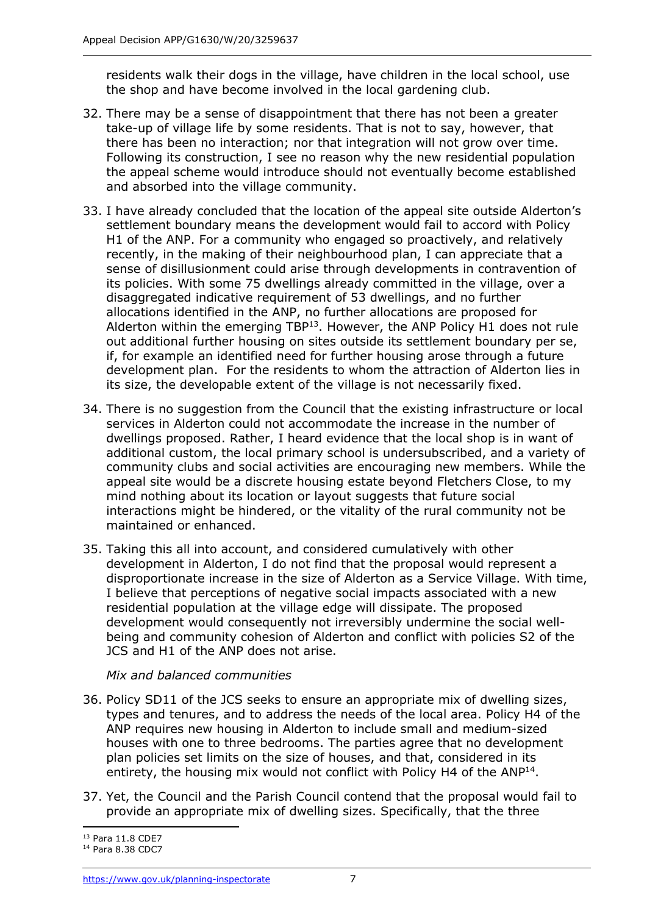residents walk their dogs in the village, have children in the local school, use the shop and have become involved in the local gardening club.

32. There may be a sense of disappointment that there has not been a greater take-up of village life by some residents. That is not to say, however, that there has been no interaction; nor that integration will not grow over time. Following its construction, I see no reason why the new residential population the appeal scheme would introduce should not eventually become established and absorbed into the village community.

33. I have already concluded that the location of the appeal site outside Alderton's settlement boundary means the development would fail to accord with Policy H1 of the ANP. For a community who engaged so proactively, and relatively recently, in the making of their neighbourhood plan, I can appreciate that a sense of disillusionment could arise through developments in contravention of its policies. With some 75 dwellings already committed in the village, over a disaggregated indicative requirement of 53 dwellings, and no further allocations identified in the ANP, no further allocations are proposed for Alderton within the emerging TBP[13]. However, the ANP Policy H1 does not rule out additional further housing on sites outside its settlement boundary per se, if, for example an identified need for further housing arose through a future development plan. For the residents to whom the attraction of Alderton lies in its size, the developable extent of the village is not necessarily fixed.

34. There is no suggestion from the Council that the existing infrastructure or local services in Alderton could not accommodate the increase in the number of dwellings proposed. Rather, I heard evidence that the local shop is in want of additional custom, the local primary school is undersubscribed, and a variety of community clubs and social activities are encouraging new members. While the appeal site would be a discrete housing estate beyond Fletchers Close, to my mind nothing about its location or layout suggests that future social interactions might be hindered, or the vitality of the rural community not be maintained or enhanced.

35. Taking this all into account, and considered cumulatively with other development in Alderton, I do not find that the proposal would represent a disproportionate increase in the size of Alderton as a Service Village. With time, I believe that perceptions of negative social impacts associated with a new residential population at the village edge will dissipate. The proposed development would consequently not irreversibly undermine the social well-being and community cohesion of Alderton and conflict with policies S2 of the JCS and H1 of the ANP does not arise.

*Mix and balanced communities*

36. Policy SD11 of the JCS seeks to ensure an appropriate mix of dwelling sizes, types and tenures, and to address the needs of the local area. Policy H4 of the ANP requires new housing in Alderton to include small and medium-sized houses with one to three bedrooms. The parties agree that no development plan policies set limits on the size of houses, and that, considered in its entirety, the housing mix would not conflict with Policy H4 of the ANP[14].

37. Yet, the Council and the Parish Council contend that the proposal would fail to provide an appropriate mix of dwelling sizes. Specifically, that the three

[13] Para 11.8 CDE7

[14] Para 8.38 CDC7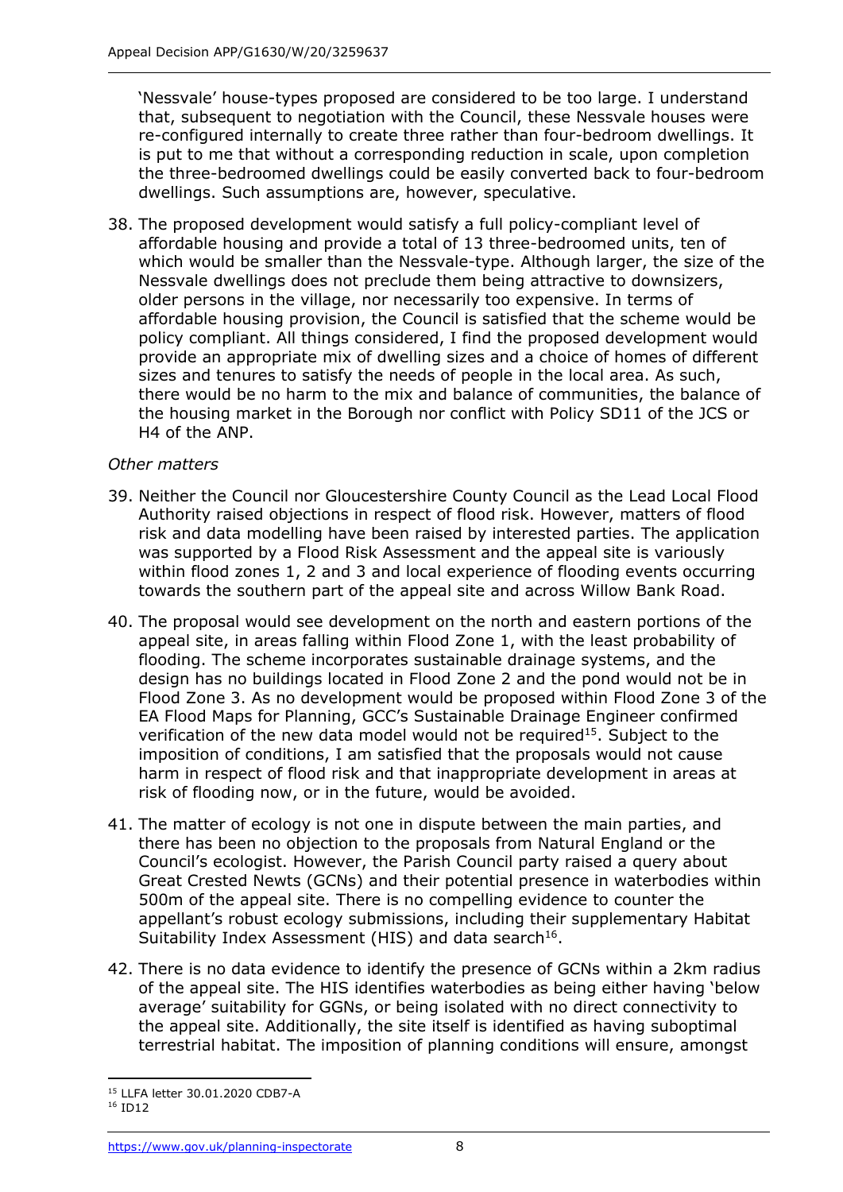'Nessvale' house-types proposed are considered to be too large. I understand that, subsequent to negotiation with the Council, these Nessvale houses were re-configured internally to create three rather than four-bedroom dwellings. It is put to me that without a corresponding reduction in scale, upon completion the three-bedroomed dwellings could be easily converted back to four-bedroom dwellings. Such assumptions are, however, speculative.

38. The proposed development would satisfy a full policy-compliant level of affordable housing and provide a total of 13 three-bedroomed units, ten of which would be smaller than the Nessvale-type. Although larger, the size of the Nessvale dwellings does not preclude them being attractive to downsizers, older persons in the village, nor necessarily too expensive. In terms of affordable housing provision, the Council is satisfied that the scheme would be policy compliant. All things considered, I find the proposed development would provide an appropriate mix of dwelling sizes and a choice of homes of different sizes and tenures to satisfy the needs of people in the local area. As such, there would be no harm to the mix and balance of communities, the balance of the housing market in the Borough nor conflict with Policy SD11 of the JCS or H4 of the ANP.

*Other matters*

39. Neither the Council nor Gloucestershire County Council as the Lead Local Flood Authority raised objections in respect of flood risk. However, matters of flood risk and data modelling have been raised by interested parties. The application was supported by a Flood Risk Assessment and the appeal site is variously within flood zones 1, 2 and 3 and local experience of flooding events occurring towards the southern part of the appeal site and across Willow Bank Road.

40. The proposal would see development on the north and eastern portions of the appeal site, in areas falling within Flood Zone 1, with the least probability of flooding. The scheme incorporates sustainable drainage systems, and the design has no buildings located in Flood Zone 2 and the pond would not be in Flood Zone 3. As no development would be proposed within Flood Zone 3 of the EA Flood Maps for Planning, GCC's Sustainable Drainage Engineer confirmed verification of the new data model would not be required[15]. Subject to the imposition of conditions, I am satisfied that the proposals would not cause harm in respect of flood risk and that inappropriate development in areas at risk of flooding now, or in the future, would be avoided.

41. The matter of ecology is not one in dispute between the main parties, and there has been no objection to the proposals from Natural England or the Council's ecologist. However, the Parish Council party raised a query about Great Crested Newts (GCNs) and their potential presence in waterbodies within 500m of the appeal site. There is no compelling evidence to counter the appellant's robust ecology submissions, including their supplementary Habitat Suitability Index Assessment (HIS) and data search[16].

42. There is no data evidence to identify the presence of GCNs within a 2km radius of the appeal site. The HIS identifies waterbodies as being either having 'below average' suitability for GGNs, or being isolated with no direct connectivity to the appeal site. Additionally, the site itself is identified as having suboptimal terrestrial habitat. The imposition of planning conditions will ensure, amongst

[15] LLFA letter 30.01.2020 CDB7-A

[16] ID12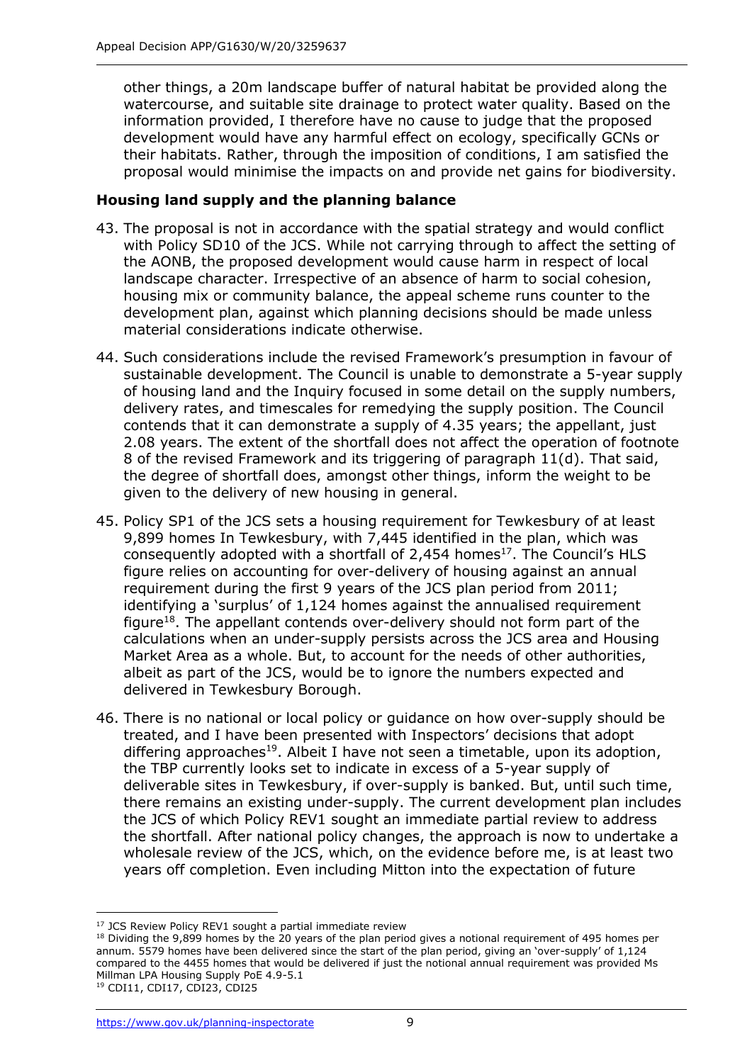other things, a 20m landscape buffer of natural habitat be provided along the watercourse, and suitable site drainage to protect water quality. Based on the information provided, I therefore have no cause to judge that the proposed development would have any harmful effect on ecology, specifically GCNs or their habitats. Rather, through the imposition of conditions, I am satisfied the proposal would minimise the impacts on and provide net gains for biodiversity.

**Housing land supply and the planning balance**

43. The proposal is not in accordance with the spatial strategy and would conflict with Policy SD10 of the JCS. While not carrying through to affect the setting of the AONB, the proposed development would cause harm in respect of local landscape character. Irrespective of an absence of harm to social cohesion, housing mix or community balance, the appeal scheme runs counter to the development plan, against which planning decisions should be made unless material considerations indicate otherwise.

44. Such considerations include the revised Framework's presumption in favour of sustainable development. The Council is unable to demonstrate a 5-year supply of housing land and the Inquiry focused in some detail on the supply numbers, delivery rates, and timescales for remedying the supply position. The Council contends that it can demonstrate a supply of 4.35 years; the appellant, just 2.08 years. The extent of the shortfall does not affect the operation of footnote 8 of the revised Framework and its triggering of paragraph 11(d). That said, the degree of shortfall does, amongst other things, inform the weight to be given to the delivery of new housing in general.

45. Policy SP1 of the JCS sets a housing requirement for Tewkesbury of at least 9,899 homes In Tewkesbury, with 7,445 identified in the plan, which was consequently adopted with a shortfall of 2,454 homes[17]. The Council's HLS figure relies on accounting for over-delivery of housing against an annual requirement during the first 9 years of the JCS plan period from 2011; identifying a 'surplus' of 1,124 homes against the annualised requirement figure[18]. The appellant contends over-delivery should not form part of the calculations when an under-supply persists across the JCS area and Housing Market Area as a whole. But, to account for the needs of other authorities, albeit as part of the JCS, would be to ignore the numbers expected and delivered in Tewkesbury Borough.

46. There is no national or local policy or guidance on how over-supply should be treated, and I have been presented with Inspectors' decisions that adopt differing approaches[19]. Albeit I have not seen a timetable, upon its adoption, the TBP currently looks set to indicate in excess of a 5-year supply of deliverable sites in Tewkesbury, if over-supply is banked. But, until such time, there remains an existing under-supply. The current development plan includes the JCS of which Policy REV1 sought an immediate partial review to address the shortfall. After national policy changes, the approach is now to undertake a wholesale review of the JCS, which, on the evidence before me, is at least two years off completion. Even including Mitton into the expectation of future

---

[17] JCS Review Policy REV1 sought a partial immediate review

[18] Dividing the 9,899 homes by the 20 years of the plan period gives a notional requirement of 495 homes per annum. 5579 homes have been delivered since the start of the plan period, giving an 'over-supply' of 1,124 compared to the 4455 homes that would be delivered if just the notional annual requirement was provided Ms Millman LPA Housing Supply PoE 4.9-5.1

[19] CDI11, CDI17, CDI23, CDI25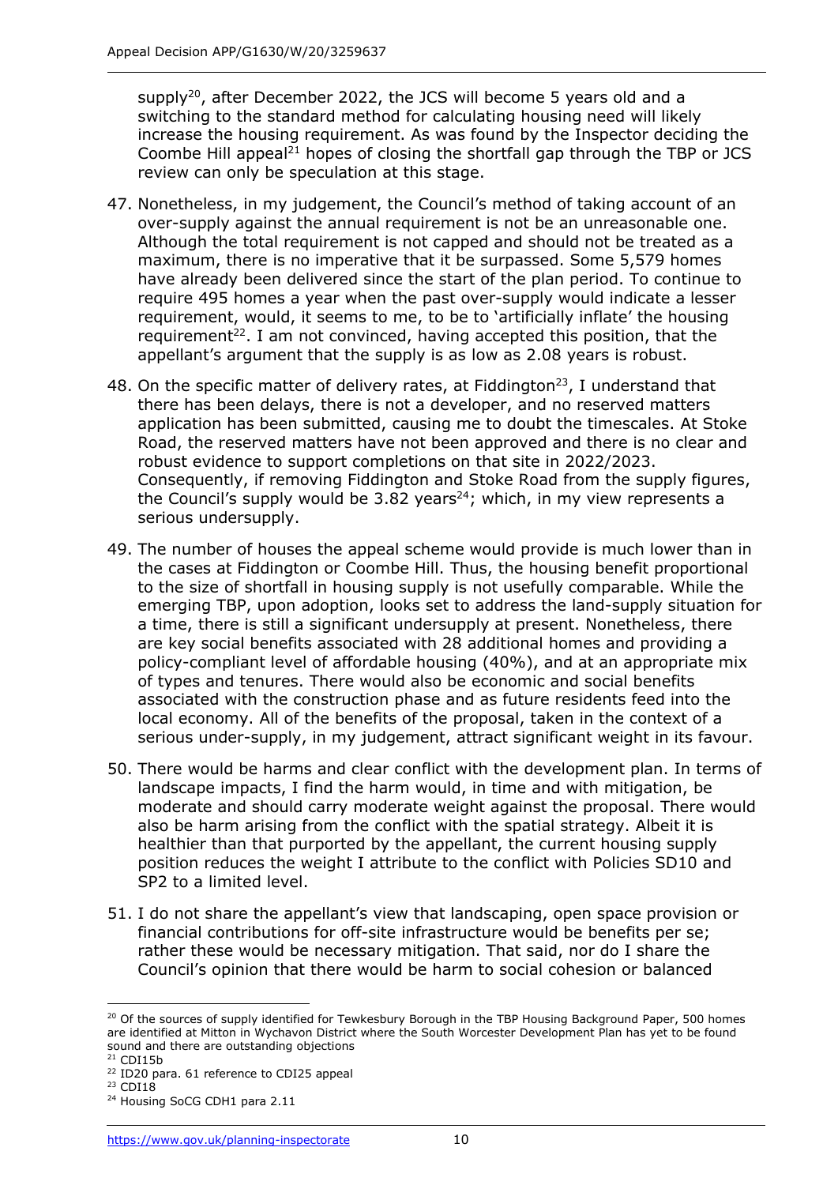supply[20], after December 2022, the JCS will become 5 years old and a switching to the standard method for calculating housing need will likely increase the housing requirement. As was found by the Inspector deciding the Coombe Hill appeal[21] hopes of closing the shortfall gap through the TBP or JCS review can only be speculation at this stage.

47. Nonetheless, in my judgement, the Council's method of taking account of an over-supply against the annual requirement is not be an unreasonable one. Although the total requirement is not capped and should not be treated as a maximum, there is no imperative that it be surpassed. Some 5,579 homes have already been delivered since the start of the plan period. To continue to require 495 homes a year when the past over-supply would indicate a lesser requirement, would, it seems to me, to be to 'artificially inflate' the housing requirement[22]. I am not convinced, having accepted this position, that the appellant's argument that the supply is as low as 2.08 years is robust.

48. On the specific matter of delivery rates, at Fiddington[23], I understand that there has been delays, there is not a developer, and no reserved matters application has been submitted, causing me to doubt the timescales. At Stoke Road, the reserved matters have not been approved and there is no clear and robust evidence to support completions on that site in 2022/2023. Consequently, if removing Fiddington and Stoke Road from the supply figures, the Council's supply would be 3.82 years[24]; which, in my view represents a serious undersupply.

49. The number of houses the appeal scheme would provide is much lower than in the cases at Fiddington or Coombe Hill. Thus, the housing benefit proportional to the size of shortfall in housing supply is not usefully comparable. While the emerging TBP, upon adoption, looks set to address the land-supply situation for a time, there is still a significant undersupply at present. Nonetheless, there are key social benefits associated with 28 additional homes and providing a policy-compliant level of affordable housing (40%), and at an appropriate mix of types and tenures. There would also be economic and social benefits associated with the construction phase and as future residents feed into the local economy. All of the benefits of the proposal, taken in the context of a serious under-supply, in my judgement, attract significant weight in its favour.

50. There would be harms and clear conflict with the development plan. In terms of landscape impacts, I find the harm would, in time and with mitigation, be moderate and should carry moderate weight against the proposal. There would also be harm arising from the conflict with the spatial strategy. Albeit it is healthier than that purported by the appellant, the current housing supply position reduces the weight I attribute to the conflict with Policies SD10 and SP2 to a limited level.

51. I do not share the appellant's view that landscaping, open space provision or financial contributions for off-site infrastructure would be benefits per se; rather these would be necessary mitigation. That said, nor do I share the Council's opinion that there would be harm to social cohesion or balanced

---

[20] Of the sources of supply identified for Tewkesbury Borough in the TBP Housing Background Paper, 500 homes are identified at Mitton in Wychavon District where the South Worcester Development Plan has yet to be found sound and there are outstanding objections

[21] CDI15b

[22] ID20 para. 61 reference to CDI25 appeal

[23] CDI18

[24] Housing SoCG CDH1 para 2.11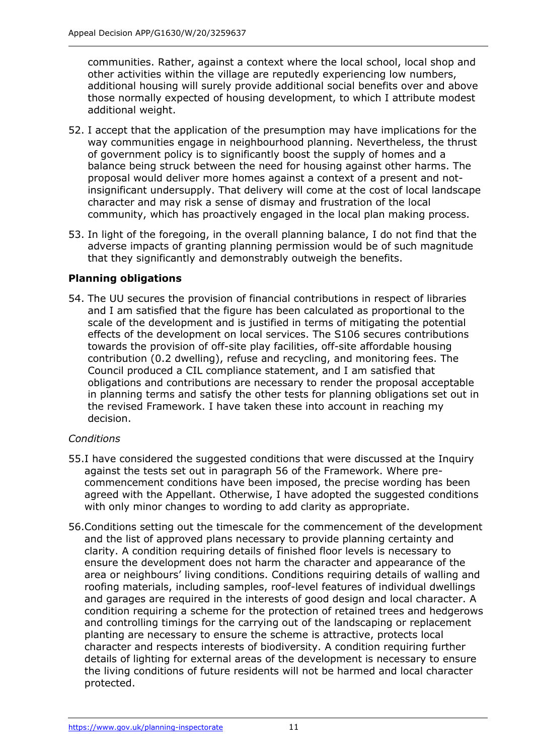communities. Rather, against a context where the local school, local shop and other activities within the village are reputedly experiencing low numbers, additional housing will surely provide additional social benefits over and above those normally expected of housing development, to which I attribute modest additional weight.

52. I accept that the application of the presumption may have implications for the way communities engage in neighbourhood planning. Nevertheless, the thrust of government policy is to significantly boost the supply of homes and a balance being struck between the need for housing against other harms. The proposal would deliver more homes against a context of a present and not-insignificant undersupply. That delivery will come at the cost of local landscape character and may risk a sense of dismay and frustration of the local community, which has proactively engaged in the local plan making process.

53. In light of the foregoing, in the overall planning balance, I do not find that the adverse impacts of granting planning permission would be of such magnitude that they significantly and demonstrably outweigh the benefits.

**Planning obligations**

54. The UU secures the provision of financial contributions in respect of libraries and I am satisfied that the figure has been calculated as proportional to the scale of the development and is justified in terms of mitigating the potential effects of the development on local services. The S106 secures contributions towards the provision of off-site play facilities, off-site affordable housing contribution (0.2 dwelling), refuse and recycling, and monitoring fees. The Council produced a CIL compliance statement, and I am satisfied that obligations and contributions are necessary to render the proposal acceptable in planning terms and satisfy the other tests for planning obligations set out in the revised Framework. I have taken these into account in reaching my decision.

*Conditions*

55. I have considered the suggested conditions that were discussed at the Inquiry against the tests set out in paragraph 56 of the Framework. Where pre-commencement conditions have been imposed, the precise wording has been agreed with the Appellant. Otherwise, I have adopted the suggested conditions with only minor changes to wording to add clarity as appropriate.

56. Conditions setting out the timescale for the commencement of the development and the list of approved plans necessary to provide planning certainty and clarity. A condition requiring details of finished floor levels is necessary to ensure the development does not harm the character and appearance of the area or neighbours' living conditions. Conditions requiring details of walling and roofing materials, including samples, roof-level features of individual dwellings and garages are required in the interests of good design and local character. A condition requiring a scheme for the protection of retained trees and hedgerows and controlling timings for the carrying out of the landscaping or replacement planting are necessary to ensure the scheme is attractive, protects local character and respects interests of biodiversity. A condition requiring further details of lighting for external areas of the development is necessary to ensure the living conditions of future residents will not be harmed and local character protected.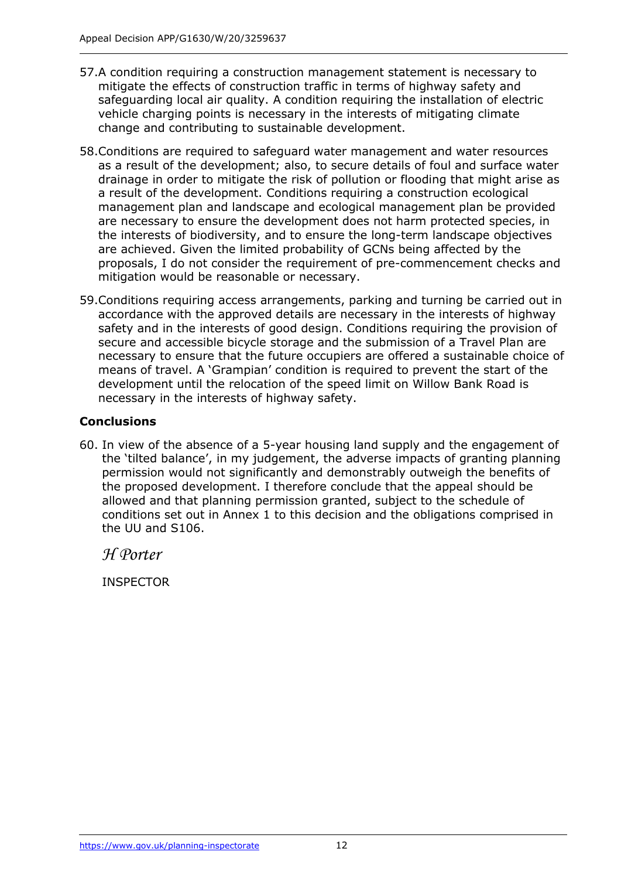57. A condition requiring a construction management statement is necessary to mitigate the effects of construction traffic in terms of highway safety and safeguarding local air quality. A condition requiring the installation of electric vehicle charging points is necessary in the interests of mitigating climate change and contributing to sustainable development.

58. Conditions are required to safeguard water management and water resources as a result of the development; also, to secure details of foul and surface water drainage in order to mitigate the risk of pollution or flooding that might arise as a result of the development. Conditions requiring a construction ecological management plan and landscape and ecological management plan be provided are necessary to ensure the development does not harm protected species, in the interests of biodiversity, and to ensure the long-term landscape objectives are achieved. Given the limited probability of GCNs being affected by the proposals, I do not consider the requirement of pre-commencement checks and mitigation would be reasonable or necessary.

59. Conditions requiring access arrangements, parking and turning be carried out in accordance with the approved details are necessary in the interests of highway safety and in the interests of good design. Conditions requiring the provision of secure and accessible bicycle storage and the submission of a Travel Plan are necessary to ensure that the future occupiers are offered a sustainable choice of means of travel. A 'Grampian' condition is required to prevent the start of the development until the relocation of the speed limit on Willow Bank Road is necessary in the interests of highway safety.

## Conclusions

60. In view of the absence of a 5-year housing land supply and the engagement of the 'tilted balance', in my judgement, the adverse impacts of granting planning permission would not significantly and demonstrably outweigh the benefits of the proposed development. I therefore conclude that the appeal should be allowed and that planning permission granted, subject to the schedule of conditions set out in Annex 1 to this decision and the obligations comprised in the UU and S106.

*H Porter*

INSPECTOR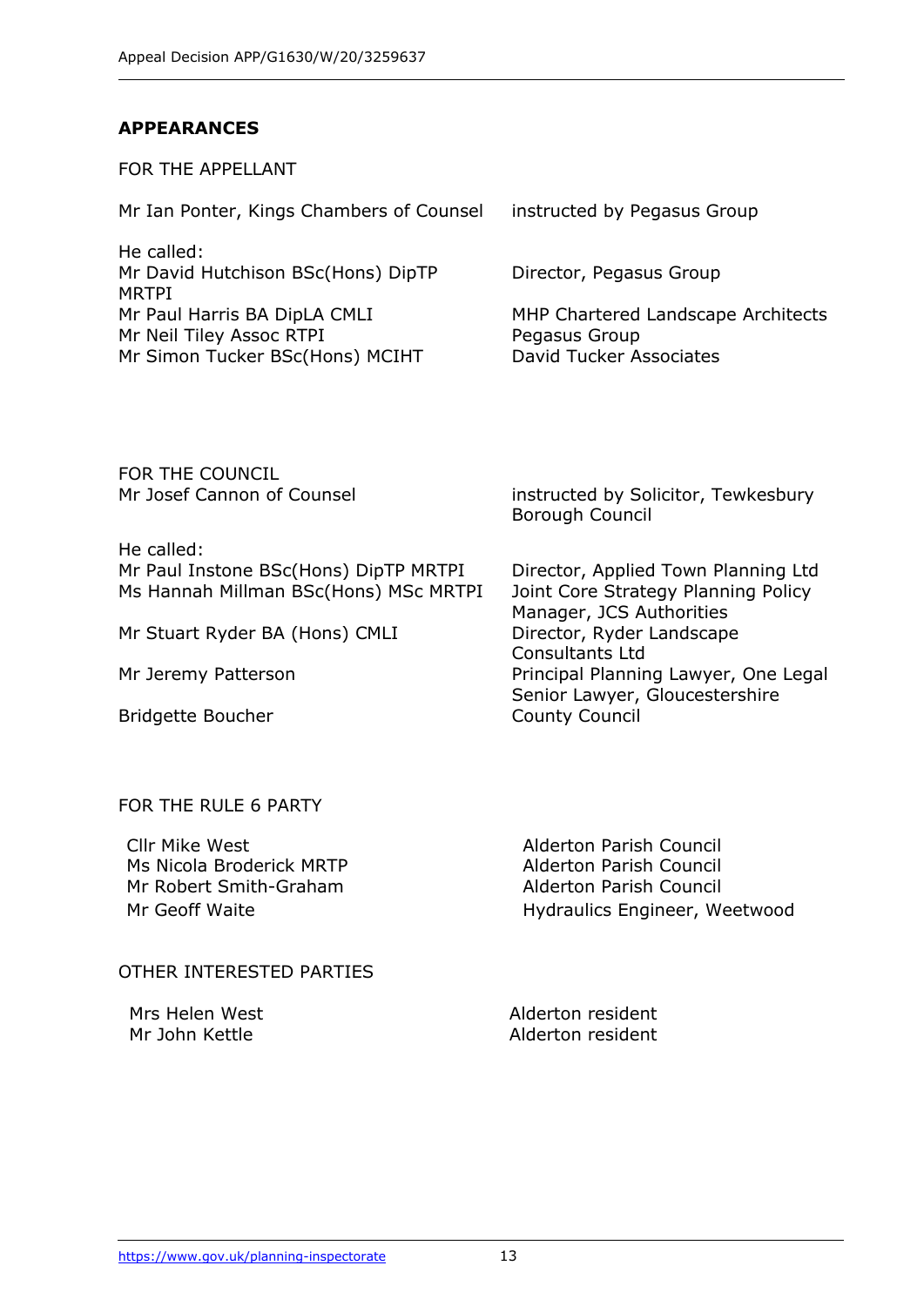## APPEARANCES

FOR THE APPELLANT

| | |
|---|---|
| Mr Ian Ponter, Kings Chambers of Counsel | instructed by Pegasus Group |
| He called: | |
| Mr David Hutchison BSc(Hons) DipTP MRTPI | Director, Pegasus Group |
| Mr Paul Harris BA DipLA CMLI | MHP Chartered Landscape Architects |
| Mr Neil Tiley Assoc RTPI | Pegasus Group |
| Mr Simon Tucker BSc(Hons) MCIHT | David Tucker Associates |

FOR THE COUNCIL

| | |
|---|---|
| Mr Josef Cannon of Counsel | instructed by Solicitor, Tewkesbury Borough Council |
| He called: | |
| Mr Paul Instone BSc(Hons) DipTP MRTPI | Director, Applied Town Planning Ltd |
| Ms Hannah Millman BSc(Hons) MSc MRTPI | Joint Core Strategy Planning Policy Manager, JCS Authorities |
| Mr Stuart Ryder BA (Hons) CMLI | Director, Ryder Landscape Consultants Ltd |
| Mr Jeremy Patterson | Principal Planning Lawyer, One Legal |
| Bridgette Boucher | Senior Lawyer, Gloucestershire County Council |

FOR THE RULE 6 PARTY

| | |
|---|---|
| Cllr Mike West | Alderton Parish Council |
| Ms Nicola Broderick MRTP | Alderton Parish Council |
| Mr Robert Smith-Graham | Alderton Parish Council |
| Mr Geoff Waite | Hydraulics Engineer, Weetwood |

OTHER INTERESTED PARTIES

| | |
|---|---|
| Mrs Helen West | Alderton resident |
| Mr John Kettle | Alderton resident |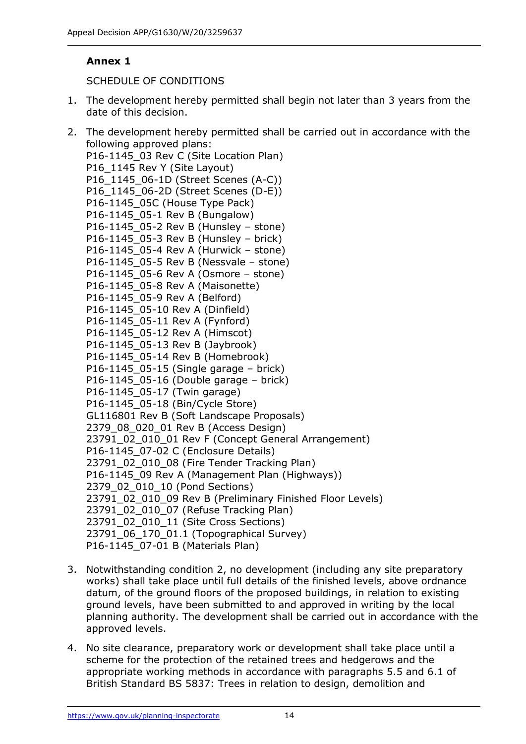**Annex 1**

SCHEDULE OF CONDITIONS

1. The development hereby permitted shall begin not later than 3 years from the date of this decision.

2. The development hereby permitted shall be carried out in accordance with the following approved plans:
P16-1145_03 Rev C (Site Location Plan)
P16_1145 Rev Y (Site Layout)
P16_1145_06-1D (Street Scenes (A-C))
P16_1145_06-2D (Street Scenes (D-E))
P16-1145_05C (House Type Pack)
P16-1145_05-1 Rev B (Bungalow)
P16-1145_05-2 Rev B (Hunsley – stone)
P16-1145_05-3 Rev B (Hunsley – brick)
P16-1145_05-4 Rev A (Hurwick – stone)
P16-1145_05-5 Rev B (Nessvale – stone)
P16-1145_05-6 Rev A (Osmore – stone)
P16-1145_05-8 Rev A (Maisonette)
P16-1145_05-9 Rev A (Belford)
P16-1145_05-10 Rev A (Dinfield)
P16-1145_05-11 Rev A (Fynford)
P16-1145_05-12 Rev A (Himscot)
P16-1145_05-13 Rev B (Jaybrook)
P16-1145_05-14 Rev B (Homebrook)
P16-1145_05-15 (Single garage – brick)
P16-1145_05-16 (Double garage – brick)
P16-1145_05-17 (Twin garage)
P16-1145_05-18 (Bin/Cycle Store)
GL116801 Rev B (Soft Landscape Proposals)
2379_08_020_01 Rev B (Access Design)
23791_02_010_01 Rev F (Concept General Arrangement)
P16-1145_07-02 C (Enclosure Details)
23791_02_010_08 (Fire Tender Tracking Plan)
P16-1145_09 Rev A (Management Plan (Highways))
2379_02_010_10 (Pond Sections)
23791_02_010_09 Rev B (Preliminary Finished Floor Levels)
23791_02_010_07 (Refuse Tracking Plan)
23791_02_010_11 (Site Cross Sections)
23791_06_170_01.1 (Topographical Survey)
P16-1145_07-01 B (Materials Plan)

3. Notwithstanding condition 2, no development (including any site preparatory works) shall take place until full details of the finished levels, above ordnance datum, of the ground floors of the proposed buildings, in relation to existing ground levels, have been submitted to and approved in writing by the local planning authority. The development shall be carried out in accordance with the approved levels.

4. No site clearance, preparatory work or development shall take place until a scheme for the protection of the retained trees and hedgerows and the appropriate working methods in accordance with paragraphs 5.5 and 6.1 of British Standard BS 5837: Trees in relation to design, demolition and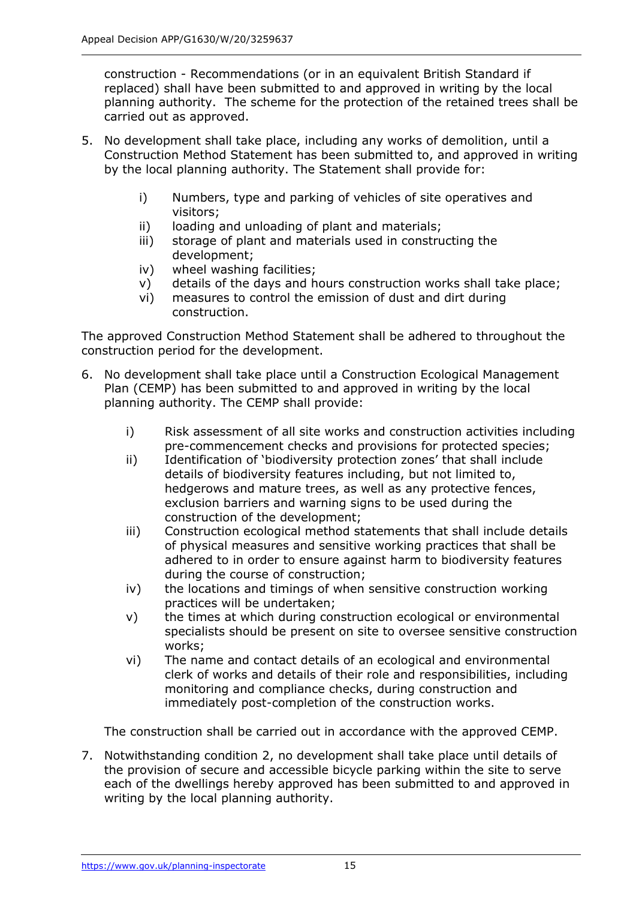construction - Recommendations (or in an equivalent British Standard if replaced) shall have been submitted to and approved in writing by the local planning authority. The scheme for the protection of the retained trees shall be carried out as approved.

5. No development shall take place, including any works of demolition, until a Construction Method Statement has been submitted to, and approved in writing by the local planning authority. The Statement shall provide for:

    i) Numbers, type and parking of vehicles of site operatives and visitors;
    ii) loading and unloading of plant and materials;
    iii) storage of plant and materials used in constructing the development;
    iv) wheel washing facilities;
    v) details of the days and hours construction works shall take place;
    vi) measures to control the emission of dust and dirt during construction.

The approved Construction Method Statement shall be adhered to throughout the construction period for the development.

6. No development shall take place until a Construction Ecological Management Plan (CEMP) has been submitted to and approved in writing by the local planning authority. The CEMP shall provide:

    i) Risk assessment of all site works and construction activities including pre-commencement checks and provisions for protected species;
    ii) Identification of 'biodiversity protection zones' that shall include details of biodiversity features including, but not limited to, hedgerows and mature trees, as well as any protective fences, exclusion barriers and warning signs to be used during the construction of the development;
    iii) Construction ecological method statements that shall include details of physical measures and sensitive working practices that shall be adhered to in order to ensure against harm to biodiversity features during the course of construction;
    iv) the locations and timings of when sensitive construction working practices will be undertaken;
    v) the times at which during construction ecological or environmental specialists should be present on site to oversee sensitive construction works;
    vi) The name and contact details of an ecological and environmental clerk of works and details of their role and responsibilities, including monitoring and compliance checks, during construction and immediately post-completion of the construction works.

    The construction shall be carried out in accordance with the approved CEMP.

7. Notwithstanding condition 2, no development shall take place until details of the provision of secure and accessible bicycle parking within the site to serve each of the dwellings hereby approved has been submitted to and approved in writing by the local planning authority.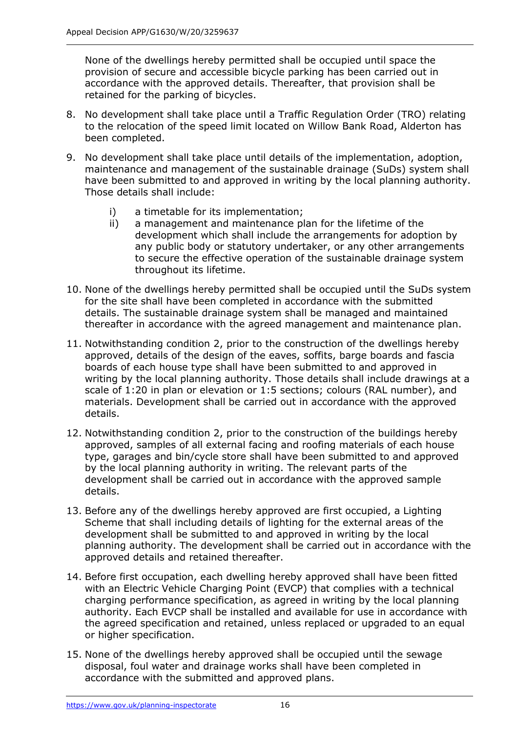None of the dwellings hereby permitted shall be occupied until space the provision of secure and accessible bicycle parking has been carried out in accordance with the approved details. Thereafter, that provision shall be retained for the parking of bicycles.

8. No development shall take place until a Traffic Regulation Order (TRO) relating to the relocation of the speed limit located on Willow Bank Road, Alderton has been completed.

9. No development shall take place until details of the implementation, adoption, maintenance and management of the sustainable drainage (SuDs) system shall have been submitted to and approved in writing by the local planning authority. Those details shall include:

    i) a timetable for its implementation;
    ii) a management and maintenance plan for the lifetime of the development which shall include the arrangements for adoption by any public body or statutory undertaker, or any other arrangements to secure the effective operation of the sustainable drainage system throughout its lifetime.

10. None of the dwellings hereby permitted shall be occupied until the SuDs system for the site shall have been completed in accordance with the submitted details. The sustainable drainage system shall be managed and maintained thereafter in accordance with the agreed management and maintenance plan.

11. Notwithstanding condition 2, prior to the construction of the dwellings hereby approved, details of the design of the eaves, soffits, barge boards and fascia boards of each house type shall have been submitted to and approved in writing by the local planning authority. Those details shall include drawings at a scale of 1:20 in plan or elevation or 1:5 sections; colours (RAL number), and materials. Development shall be carried out in accordance with the approved details.

12. Notwithstanding condition 2, prior to the construction of the buildings hereby approved, samples of all external facing and roofing materials of each house type, garages and bin/cycle store shall have been submitted to and approved by the local planning authority in writing. The relevant parts of the development shall be carried out in accordance with the approved sample details.

13. Before any of the dwellings hereby approved are first occupied, a Lighting Scheme that shall including details of lighting for the external areas of the development shall be submitted to and approved in writing by the local planning authority. The development shall be carried out in accordance with the approved details and retained thereafter.

14. Before first occupation, each dwelling hereby approved shall have been fitted with an Electric Vehicle Charging Point (EVCP) that complies with a technical charging performance specification, as agreed in writing by the local planning authority. Each EVCP shall be installed and available for use in accordance with the agreed specification and retained, unless replaced or upgraded to an equal or higher specification.

15. None of the dwellings hereby approved shall be occupied until the sewage disposal, foul water and drainage works shall have been completed in accordance with the submitted and approved plans.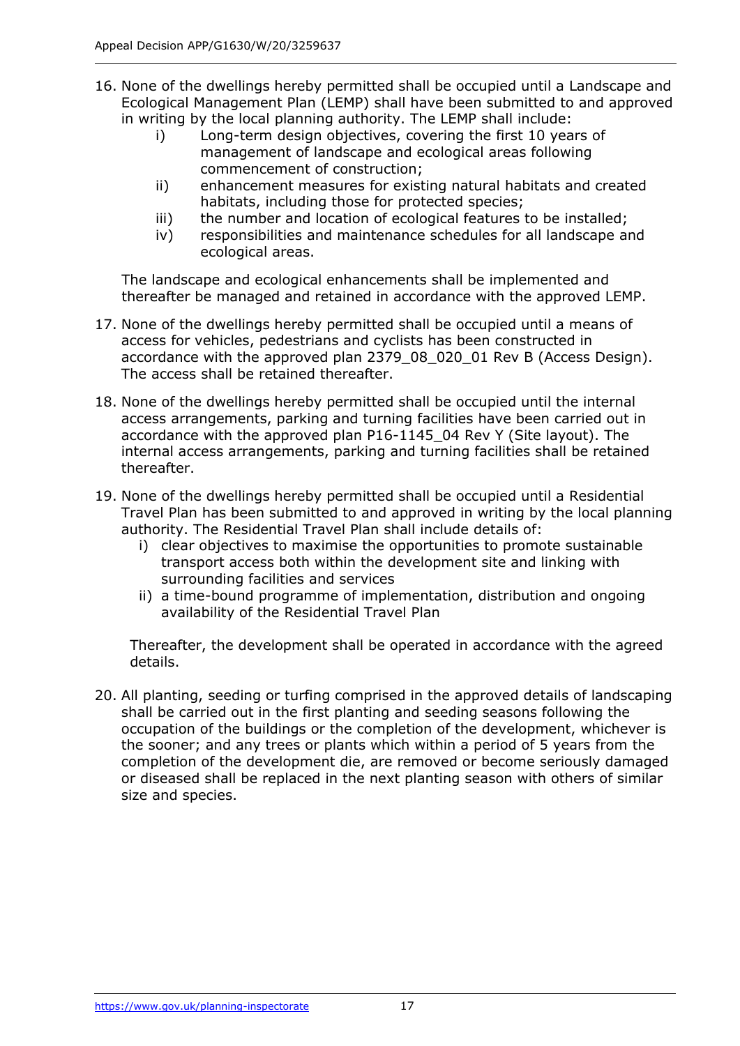16. None of the dwellings hereby permitted shall be occupied until a Landscape and Ecological Management Plan (LEMP) shall have been submitted to and approved in writing by the local planning authority. The LEMP shall include:
    i) Long-term design objectives, covering the first 10 years of management of landscape and ecological areas following commencement of construction;
    ii) enhancement measures for existing natural habitats and created habitats, including those for protected species;
    iii) the number and location of ecological features to be installed;
    iv) responsibilities and maintenance schedules for all landscape and ecological areas.

    The landscape and ecological enhancements shall be implemented and thereafter be managed and retained in accordance with the approved LEMP.

17. None of the dwellings hereby permitted shall be occupied until a means of access for vehicles, pedestrians and cyclists has been constructed in accordance with the approved plan 2379_08_020_01 Rev B (Access Design). The access shall be retained thereafter.

18. None of the dwellings hereby permitted shall be occupied until the internal access arrangements, parking and turning facilities have been carried out in accordance with the approved plan P16-1145_04 Rev Y (Site layout). The internal access arrangements, parking and turning facilities shall be retained thereafter.

19. None of the dwellings hereby permitted shall be occupied until a Residential Travel Plan has been submitted to and approved in writing by the local planning authority. The Residential Travel Plan shall include details of:
    i) clear objectives to maximise the opportunities to promote sustainable transport access both within the development site and linking with surrounding facilities and services
    ii) a time-bound programme of implementation, distribution and ongoing availability of the Residential Travel Plan

    Thereafter, the development shall be operated in accordance with the agreed details.

20. All planting, seeding or turfing comprised in the approved details of landscaping shall be carried out in the first planting and seeding seasons following the occupation of the buildings or the completion of the development, whichever is the sooner; and any trees or plants which within a period of 5 years from the completion of the development die, are removed or become seriously damaged or diseased shall be replaced in the next planting season with others of similar size and species.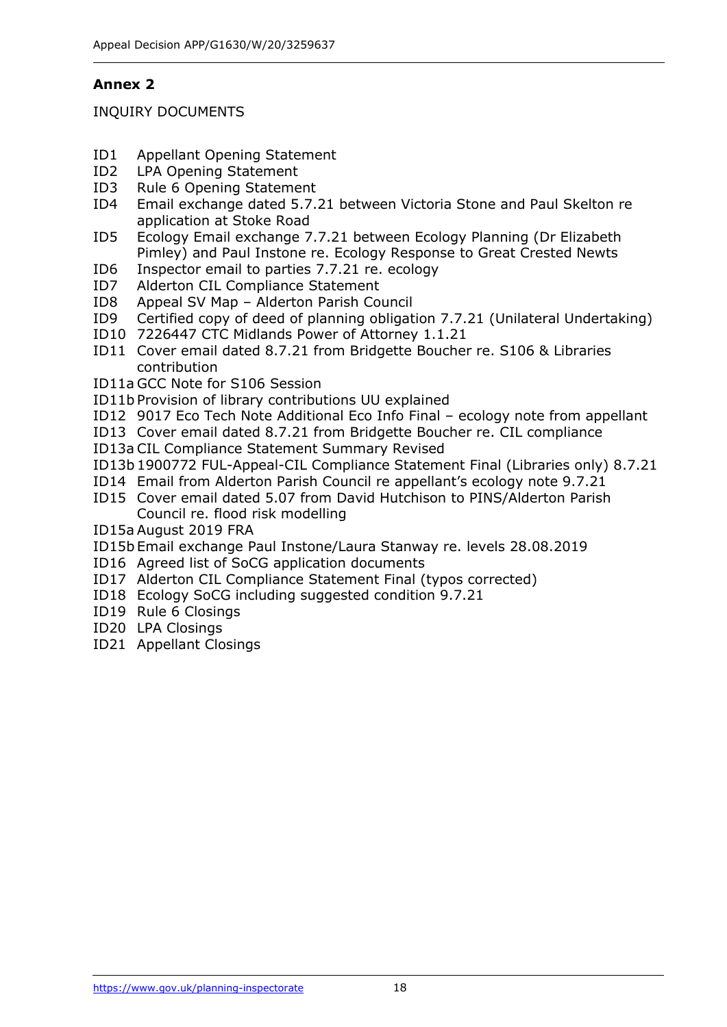## Annex 2

INQUIRY DOCUMENTS

- ID1 Appellant Opening Statement
- ID2 LPA Opening Statement
- ID3 Rule 6 Opening Statement
- ID4 Email exchange dated 5.7.21 between Victoria Stone and Paul Skelton re application at Stoke Road
- ID5 Ecology Email exchange 7.7.21 between Ecology Planning (Dr Elizabeth Pimley) and Paul Instone re. Ecology Response to Great Crested Newts
- ID6 Inspector email to parties 7.7.21 re. ecology
- ID7 Alderton CIL Compliance Statement
- ID8 Appeal SV Map – Alderton Parish Council
- ID9 Certified copy of deed of planning obligation 7.7.21 (Unilateral Undertaking)
- ID10 7226447 CTC Midlands Power of Attorney 1.1.21
- ID11 Cover email dated 8.7.21 from Bridgette Boucher re. S106 & Libraries contribution
- ID11a GCC Note for S106 Session
- ID11b Provision of library contributions UU explained
- ID12 9017 Eco Tech Note Additional Eco Info Final – ecology note from appellant
- ID13 Cover email dated 8.7.21 from Bridgette Boucher re. CIL compliance
- ID13a CIL Compliance Statement Summary Revised
- ID13b 1900772 FUL-Appeal-CIL Compliance Statement Final (Libraries only) 8.7.21
- ID14 Email from Alderton Parish Council re appellant's ecology note 9.7.21
- ID15 Cover email dated 5.07 from David Hutchison to PINS/Alderton Parish Council re. flood risk modelling
- ID15a August 2019 FRA
- ID15b Email exchange Paul Instone/Laura Stanway re. levels 28.08.2019
- ID16 Agreed list of SoCG application documents
- ID17 Alderton CIL Compliance Statement Final (typos corrected)
- ID18 Ecology SoCG including suggested condition 9.7.21
- ID19 Rule 6 Closings
- ID20 LPA Closings
- ID21 Appellant Closings